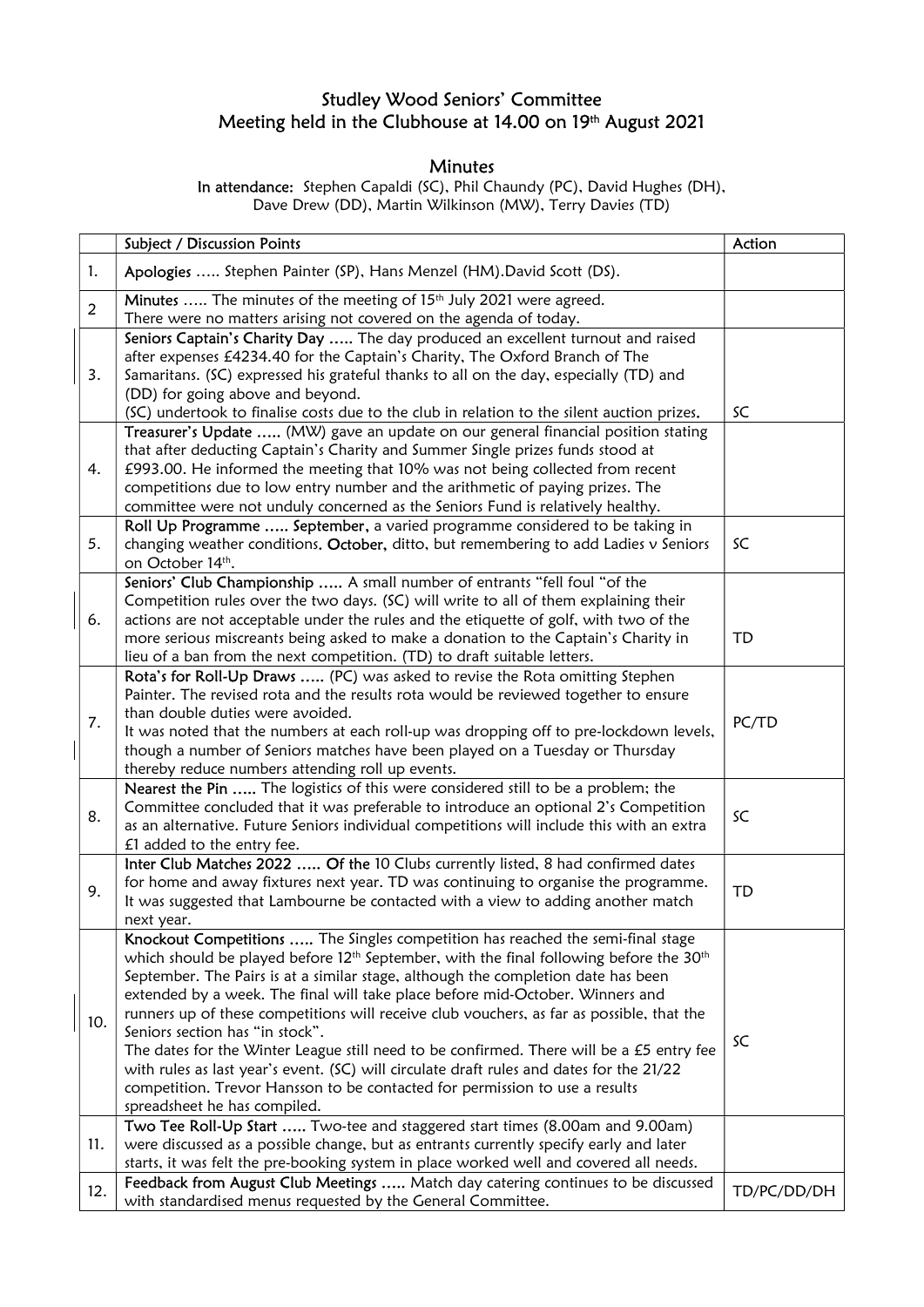# Studley Wood Seniors' Committee
## Meeting held in the Clubhouse at 14.00 on 19th August 2021

### Minutes

**In attendance:** Stephen Capaldi (SC), Phil Chaundy (PC), David Hughes (DH), Dave Drew (DD), Martin Wilkinson (MW), Terry Davies (TD)

| | Subject / Discussion Points | Action |
|---|---|---|
| 1. | **Apologies …..** Stephen Painter (SP), Hans Menzel (HM).David Scott (DS). | |
| 2 | **Minutes …..** The minutes of the meeting of 15th July 2021 were agreed.<br>There were no matters arising not covered on the agenda of today. | |
| 3. | **Seniors Captain's Charity Day …..** The day produced an excellent turnout and raised after expenses £4234.40 for the Captain's Charity, The Oxford Branch of The Samaritans. (SC) expressed his grateful thanks to all on the day, especially (TD) and (DD) for going above and beyond.<br>(SC) undertook to finalise costs due to the club in relation to the silent auction prizes. | SC |
| 4. | **Treasurer's Update …..** (MW) gave an update on our general financial position stating that after deducting Captain's Charity and Summer Single prizes funds stood at £993.00. He informed the meeting that 10% was not being collected from recent competitions due to low entry number and the arithmetic of paying prizes. The committee were not unduly concerned as the Seniors Fund is relatively healthy. | |
| 5. | **Roll Up Programme ….. September,** a varied programme considered to be taking in changing weather conditions. **October,** ditto, but remembering to add Ladies v Seniors on October 14th. | SC |
| 6. | **Seniors' Club Championship …..** A small number of entrants "fell foul "of the Competition rules over the two days. (SC) will write to all of them explaining their actions are not acceptable under the rules and the etiquette of golf, with two of the more serious miscreants being asked to make a donation to the Captain's Charity in lieu of a ban from the next competition. (TD) to draft suitable letters. | TD |
| 7. | **Rota's for Roll-Up Draws …..** (PC) was asked to revise the Rota omitting Stephen Painter. The revised rota and the results rota would be reviewed together to ensure than double duties were avoided.<br>It was noted that the numbers at each roll-up was dropping off to pre-lockdown levels, though a number of Seniors matches have been played on a Tuesday or Thursday thereby reduce numbers attending roll up events. | PC/TD |
| 8. | **Nearest the Pin …..** The logistics of this were considered still to be a problem; the Committee concluded that it was preferable to introduce an optional 2's Competition as an alternative. Future Seniors individual competitions will include this with an extra £1 added to the entry fee. | SC |
| 9. | **Inter Club Matches 2022 ….. Of the** 10 Clubs currently listed, 8 had confirmed dates for home and away fixtures next year. TD was continuing to organise the programme. It was suggested that Lambourne be contacted with a view to adding another match next year. | TD |
| 10. | **Knockout Competitions …..** The Singles competition has reached the semi-final stage which should be played before 12th September, with the final following before the 30th September. The Pairs is at a similar stage, although the completion date has been extended by a week. The final will take place before mid-October. Winners and runners up of these competitions will receive club vouchers, as far as possible, that the Seniors section has "in stock".<br>The dates for the Winter League still need to be confirmed. There will be a £5 entry fee with rules as last year's event. (SC) will circulate draft rules and dates for the 21/22 competition. Trevor Hansson to be contacted for permission to use a results spreadsheet he has compiled. | SC |
| 11. | **Two Tee Roll-Up Start …..** Two-tee and staggered start times (8.00am and 9.00am) were discussed as a possible change, but as entrants currently specify early and later starts, it was felt the pre-booking system in place worked well and covered all needs. | |
| 12. | **Feedback from August Club Meetings …..** Match day catering continues to be discussed with standardised menus requested by the General Committee. | TD/PC/DD/DH |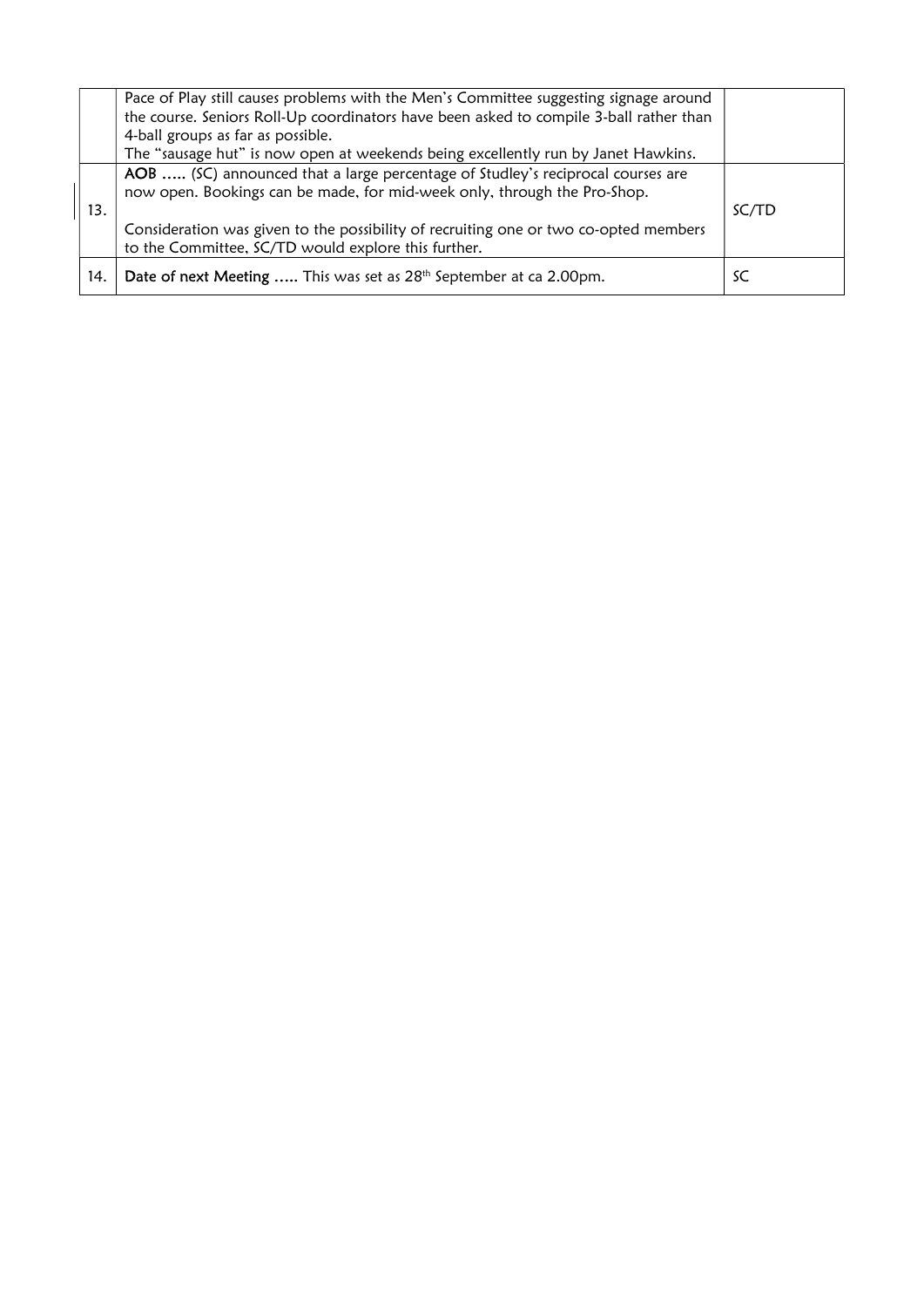| | | |
|---|---|---|
| | Pace of Play still causes problems with the Men's Committee suggesting signage around the course. Seniors Roll-Up coordinators have been asked to compile 3-ball rather than 4-ball groups as far as possible.<br>The "sausage hut" is now open at weekends being excellently run by Janet Hawkins. | |
| 13. | **AOB** ….. (SC) announced that a large percentage of Studley's reciprocal courses are now open. Bookings can be made, for mid-week only, through the Pro-Shop.<br><br>Consideration was given to the possibility of recruiting one or two co-opted members to the Committee, SC/TD would explore this further. | SC/TD |
| 14. | **Date of next Meeting** ….. This was set as 28th September at ca 2.00pm. | SC |